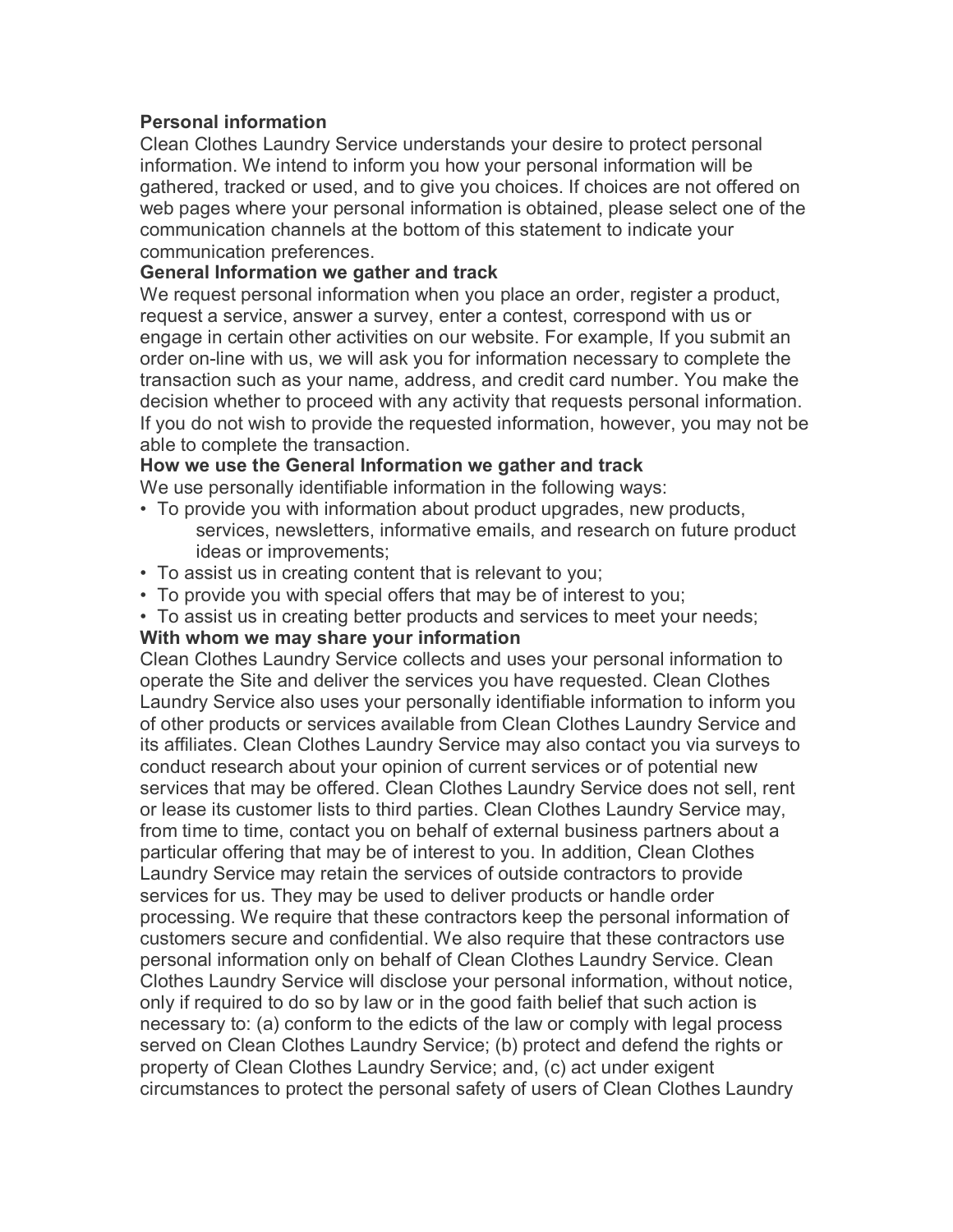## Personal information

Clean Clothes Laundry Service understands your desire to protect personal information. We intend to inform you how your personal information will be gathered, tracked or used, and to give you choices. If choices are not offered on web pages where your personal information is obtained, please select one of the communication channels at the bottom of this statement to indicate your communication preferences.

## General Information we gather and track

We request personal information when you place an order, register a product, request a service, answer a survey, enter a contest, correspond with us or engage in certain other activities on our website. For example, If you submit an order on-line with us, we will ask you for information necessary to complete the transaction such as your name, address, and credit card number. You make the decision whether to proceed with any activity that requests personal information. If you do not wish to provide the requested information, however, you may not be able to complete the transaction.

## How we use the General Information we gather and track

We use personally identifiable information in the following ways:

- To provide you with information about product upgrades, new products, services, newsletters, informative emails, and research on future product ideas or improvements;
- To assist us in creating content that is relevant to you;
- To provide you with special offers that may be of interest to you;
- To assist us in creating better products and services to meet your needs;

## With whom we may share your information

Clean Clothes Laundry Service collects and uses your personal information to operate the Site and deliver the services you have requested. Clean Clothes Laundry Service also uses your personally identifiable information to inform you of other products or services available from Clean Clothes Laundry Service and its affiliates. Clean Clothes Laundry Service may also contact you via surveys to conduct research about your opinion of current services or of potential new services that may be offered. Clean Clothes Laundry Service does not sell, rent or lease its customer lists to third parties. Clean Clothes Laundry Service may, from time to time, contact you on behalf of external business partners about a particular offering that may be of interest to you. In addition, Clean Clothes Laundry Service may retain the services of outside contractors to provide services for us. They may be used to deliver products or handle order processing. We require that these contractors keep the personal information of customers secure and confidential. We also require that these contractors use personal information only on behalf of Clean Clothes Laundry Service. Clean Clothes Laundry Service will disclose your personal information, without notice, only if required to do so by law or in the good faith belief that such action is necessary to: (a) conform to the edicts of the law or comply with legal process served on Clean Clothes Laundry Service; (b) protect and defend the rights or property of Clean Clothes Laundry Service; and, (c) act under exigent circumstances to protect the personal safety of users of Clean Clothes Laundry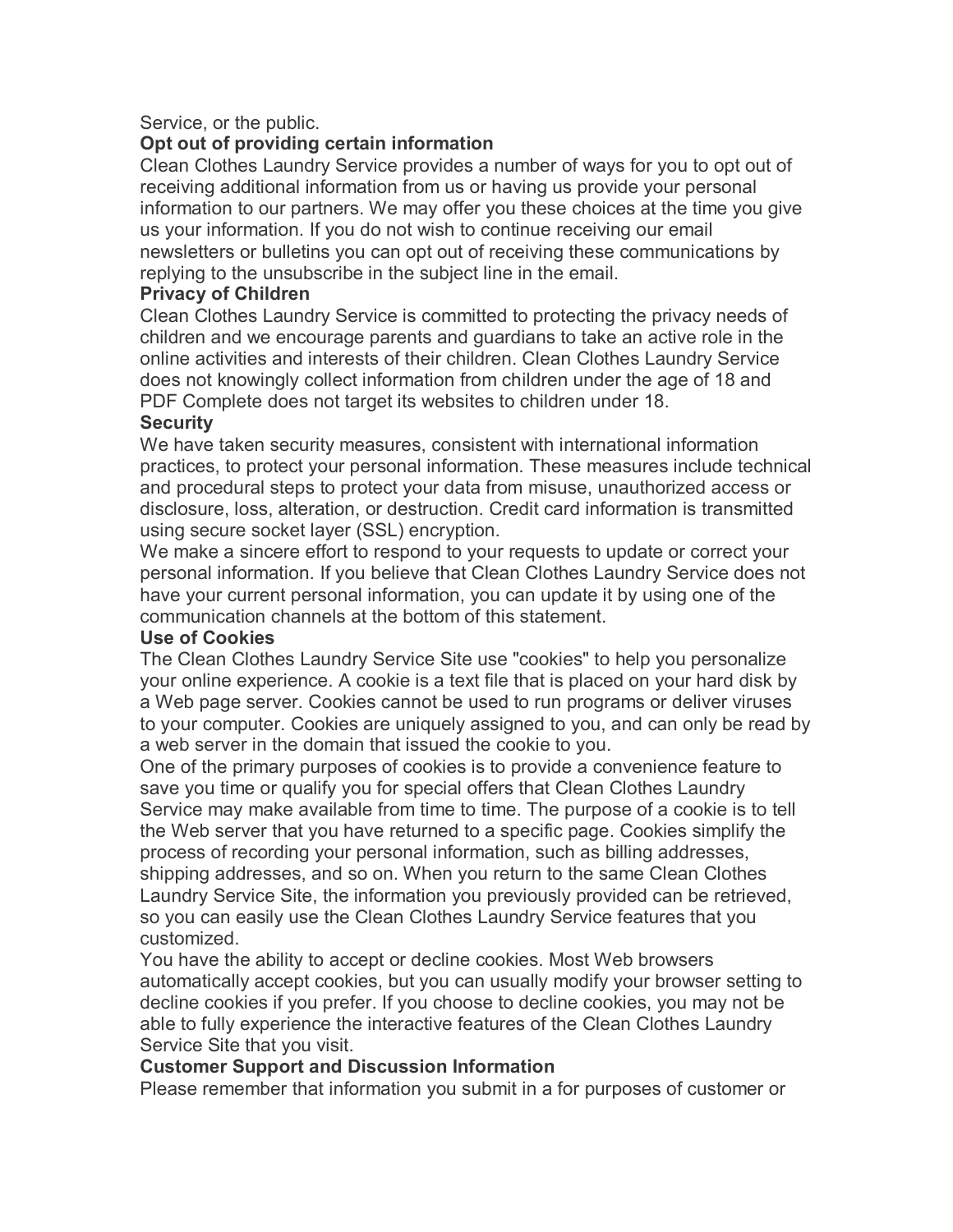Service, or the public.

**Opt out of providing certain information**

Clean Clothes Laundry Service provides a number of ways for you to opt out of receiving additional information from us or having us provide your personal information to our partners. We may offer you these choices at the time you give us your information. If you do not wish to continue receiving our email newsletters or bulletins you can opt out of receiving these communications by replying to the unsubscribe in the subject line in the email.

**Privacy of Children**

Clean Clothes Laundry Service is committed to protecting the privacy needs of children and we encourage parents and guardians to take an active role in the online activities and interests of their children. Clean Clothes Laundry Service does not knowingly collect information from children under the age of 18 and PDF Complete does not target its websites to children under 18.

**Security**

We have taken security measures, consistent with international information practices, to protect your personal information. These measures include technical and procedural steps to protect your data from misuse, unauthorized access or disclosure, loss, alteration, or destruction. Credit card information is transmitted using secure socket layer (SSL) encryption.

We make a sincere effort to respond to your requests to update or correct your personal information. If you believe that Clean Clothes Laundry Service does not have your current personal information, you can update it by using one of the communication channels at the bottom of this statement.

**Use of Cookies**

The Clean Clothes Laundry Service Site use "cookies" to help you personalize your online experience. A cookie is a text file that is placed on your hard disk by a Web page server. Cookies cannot be used to run programs or deliver viruses to your computer. Cookies are uniquely assigned to you, and can only be read by a web server in the domain that issued the cookie to you.

One of the primary purposes of cookies is to provide a convenience feature to save you time or qualify you for special offers that Clean Clothes Laundry Service may make available from time to time. The purpose of a cookie is to tell the Web server that you have returned to a specific page. Cookies simplify the process of recording your personal information, such as billing addresses, shipping addresses, and so on. When you return to the same Clean Clothes Laundry Service Site, the information you previously provided can be retrieved, so you can easily use the Clean Clothes Laundry Service features that you customized.

You have the ability to accept or decline cookies. Most Web browsers automatically accept cookies, but you can usually modify your browser setting to decline cookies if you prefer. If you choose to decline cookies, you may not be able to fully experience the interactive features of the Clean Clothes Laundry Service Site that you visit.

**Customer Support and Discussion Information**

Please remember that information you submit in a for purposes of customer or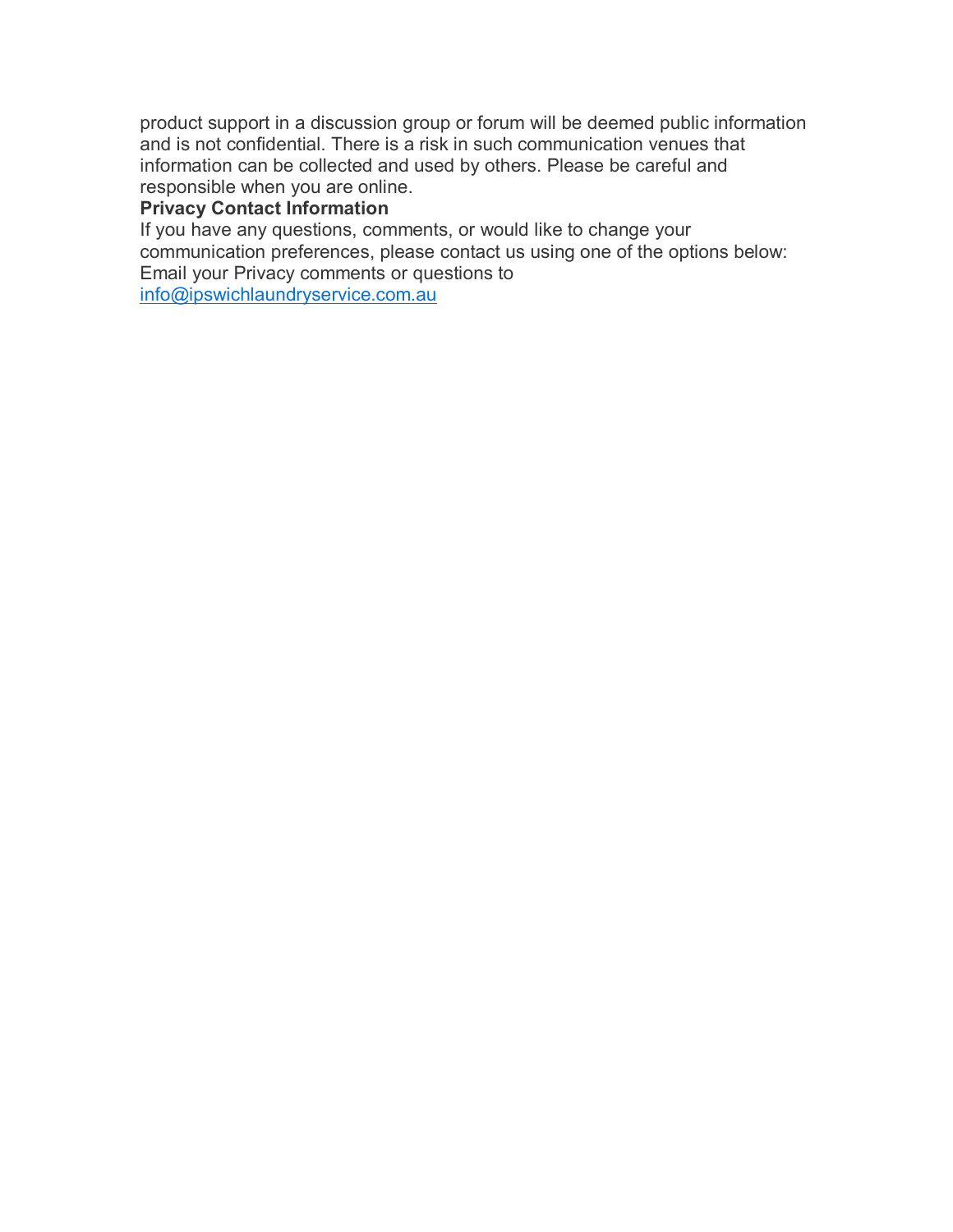product support in a discussion group or forum will be deemed public information and is not confidential. There is a risk in such communication venues that information can be collected and used by others. Please be careful and responsible when you are online.

**Privacy Contact Information**

If you have any questions, comments, or would like to change your communication preferences, please contact us using one of the options below: Email your Privacy comments or questions to info@ipswichlaundryservice.com.au